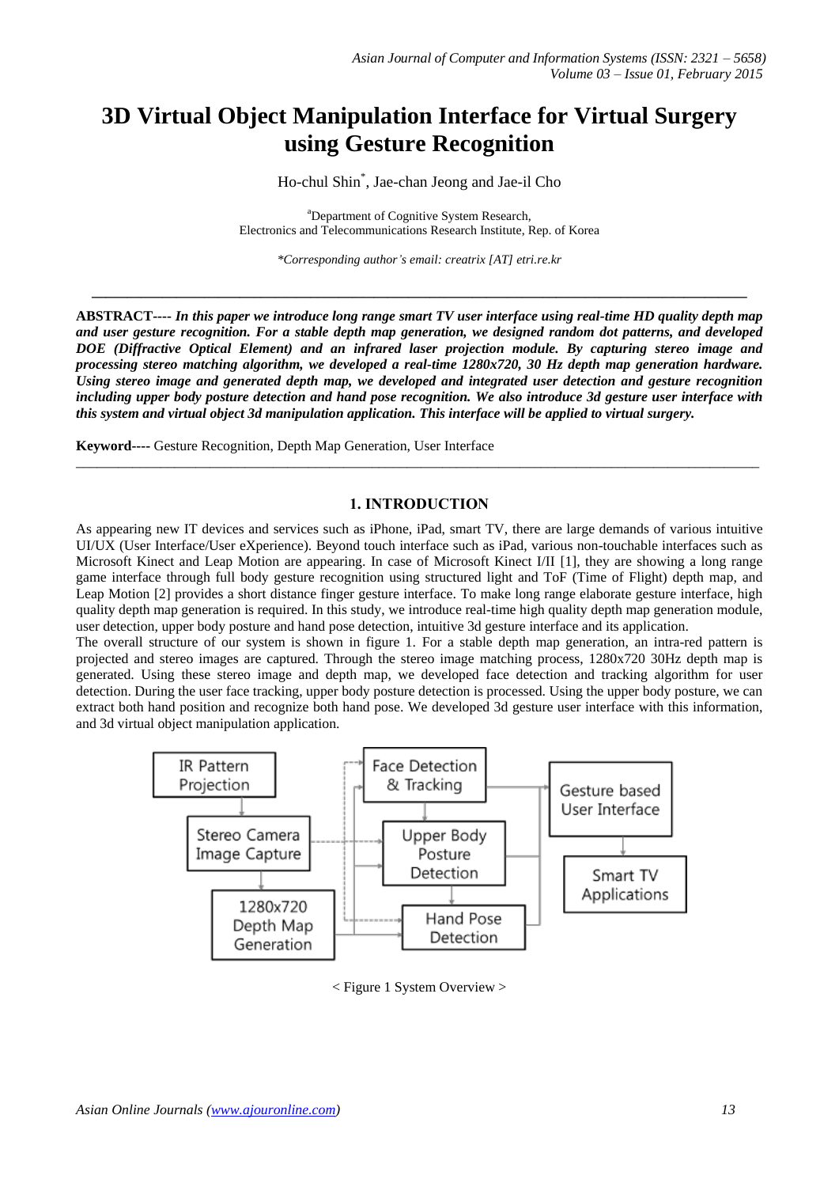# 3D Virtual Object Manipulation Interface for Virtual Surgery using Gesture Recognition

Ho-chul Shin*, Jae-chan Jeong and Jae-il Cho

[a]Department of Cognitive System Research,
Electronics and Telecommunications Research Institute, Rep. of Korea

*Corresponding author's email: creatrix [AT] etri.re.kr

---

**ABSTRACT----** ***In this paper we introduce long range smart TV user interface using real-time HD quality depth map and user gesture recognition. For a stable depth map generation, we designed random dot patterns, and developed DOE (Diffractive Optical Element) and an infrared laser projection module. By capturing stereo image and processing stereo matching algorithm, we developed a real-time 1280x720, 30 Hz depth map generation hardware. Using stereo image and generated depth map, we developed and integrated user detection and gesture recognition including upper body posture detection and hand pose recognition. We also introduce 3d gesture user interface with this system and virtual object 3d manipulation application. This interface will be applied to virtual surgery.***

**Keyword----** Gesture Recognition, Depth Map Generation, User Interface

---

## 1. INTRODUCTION

As appearing new IT devices and services such as iPhone, iPad, smart TV, there are large demands of various intuitive UI/UX (User Interface/User eXperience). Beyond touch interface such as iPad, various non-touchable interfaces such as Microsoft Kinect and Leap Motion are appearing. In case of Microsoft Kinect I/II [1], they are showing a long range game interface through full body gesture recognition using structured light and ToF (Time of Flight) depth map, and Leap Motion [2] provides a short distance finger gesture interface. To make long range elaborate gesture interface, high quality depth map generation is required. In this study, we introduce real-time high quality depth map generation module, user detection, upper body posture and hand pose detection, intuitive 3d gesture interface and its application.

The overall structure of our system is shown in figure 1. For a stable depth map generation, an intra-red pattern is projected and stereo images are captured. Through the stereo image matching process, 1280x720 30Hz depth map is generated. Using these stereo image and depth map, we developed face detection and tracking algorithm for user detection. During the user face tracking, upper body posture detection is processed. Using the upper body posture, we can extract both hand position and recognize both hand pose. We developed 3d gesture user interface with this information, and 3d virtual object manipulation application.

IR Pattern Projection
Stereo Camera Image Capture
1280x720 Depth Map Generation
Face Detection & Tracking
Upper Body Posture Detection
Hand Pose Detection
Gesture based User Interface
Smart TV Applications

< Figure 1 System Overview >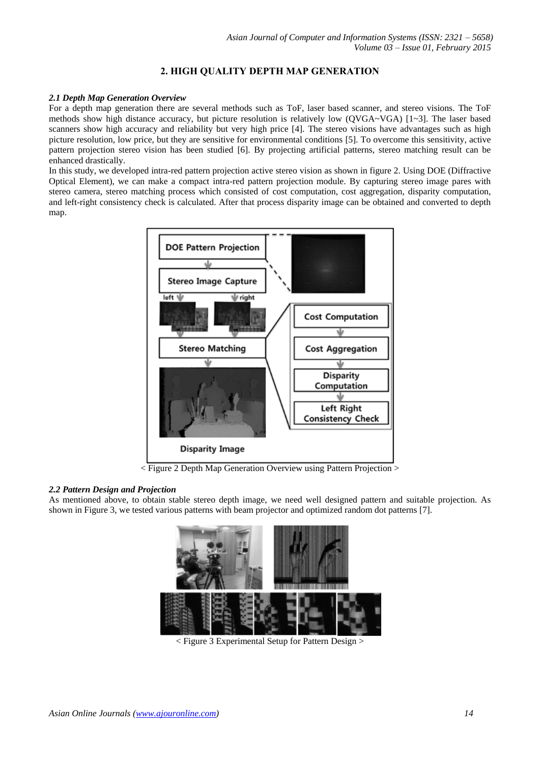## 2. HIGH QUALITY DEPTH MAP GENERATION

### *2.1 Depth Map Generation Overview*

For a depth map generation there are several methods such as ToF, laser based scanner, and stereo visions. The ToF methods show high distance accuracy, but picture resolution is relatively low (QVGA~VGA) [1~3]. The laser based scanners show high accuracy and reliability but very high price [4]. The stereo visions have advantages such as high picture resolution, low price, but they are sensitive for environmental conditions [5]. To overcome this sensitivity, active pattern projection stereo vision has been studied [6]. By projecting artificial patterns, stereo matching result can be enhanced drastically.

In this study, we developed intra-red pattern projection active stereo vision as shown in figure 2. Using DOE (Diffractive Optical Element), we can make a compact intra-red pattern projection module. By capturing stereo image pares with stereo camera, stereo matching process which consisted of cost computation, cost aggregation, disparity computation, and left-right consistency check is calculated. After that process disparity image can be obtained and converted to depth map.

DOE Pattern Projection

Stereo Image Capture

left

right

Stereo Matching

Cost Computation

Cost Aggregation

Disparity Computation

Left Right Consistency Check

Disparity Image

< Figure 2 Depth Map Generation Overview using Pattern Projection >

### *2.2 Pattern Design and Projection*

As mentioned above, to obtain stable stereo depth image, we need well designed pattern and suitable projection. As shown in Figure 3, we tested various patterns with beam projector and optimized random dot patterns [7].

< Figure 3 Experimental Setup for Pattern Design >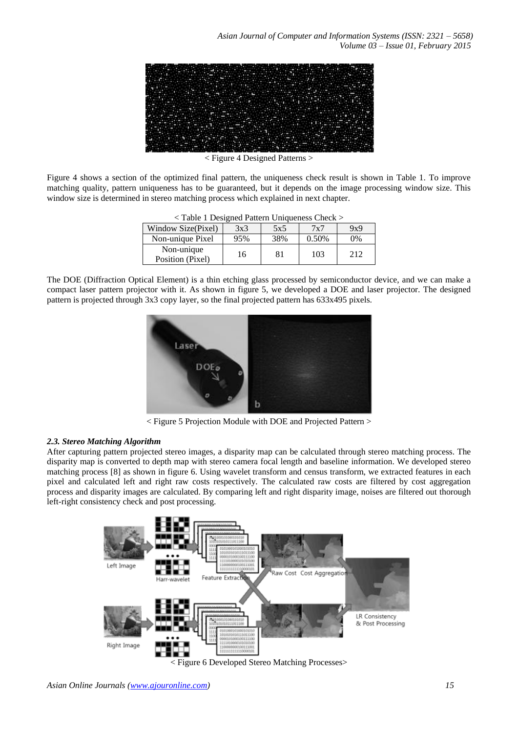< Figure 4 Designed Patterns >

Figure 4 shows a section of the optimized final pattern, the uniqueness check result is shown in Table 1. To improve matching quality, pattern uniqueness has to be guaranteed, but it depends on the image processing window size. This window size is determined in stereo matching process which explained in next chapter.

< Table 1 Designed Pattern Uniqueness Check >

| Window Size(Pixel) | 3x3 | 5x5 | 7x7 | 9x9 |
|---|---|---|---|---|
| Non-unique Pixel | 95% | 38% | 0.50% | 0% |
| Non-unique Position (Pixel) | 16 | 81 | 103 | 212 |

The DOE (Diffraction Optical Element) is a thin etching glass processed by semiconductor device, and we can make a compact laser pattern projector with it. As shown in figure 5, we developed a DOE and laser projector. The designed pattern is projected through 3x3 copy layer, so the final projected pattern has 633x495 pixels.

< Figure 5 Projection Module with DOE and Projected Pattern >

### *2.3. Stereo Matching Algorithm*

After capturing pattern projected stereo images, a disparity map can be calculated through stereo matching process. The disparity map is converted to depth map with stereo camera focal length and baseline information. We developed stereo matching process [8] as shown in figure 6. Using wavelet transform and census transform, we extracted features in each pixel and calculated left and right raw costs respectively. The calculated raw costs are filtered by cost aggregation process and disparity images are calculated. By comparing left and right disparity image, noises are filtered out thorough left-right consistency check and post processing.

< Figure 6 Developed Stereo Matching Processes>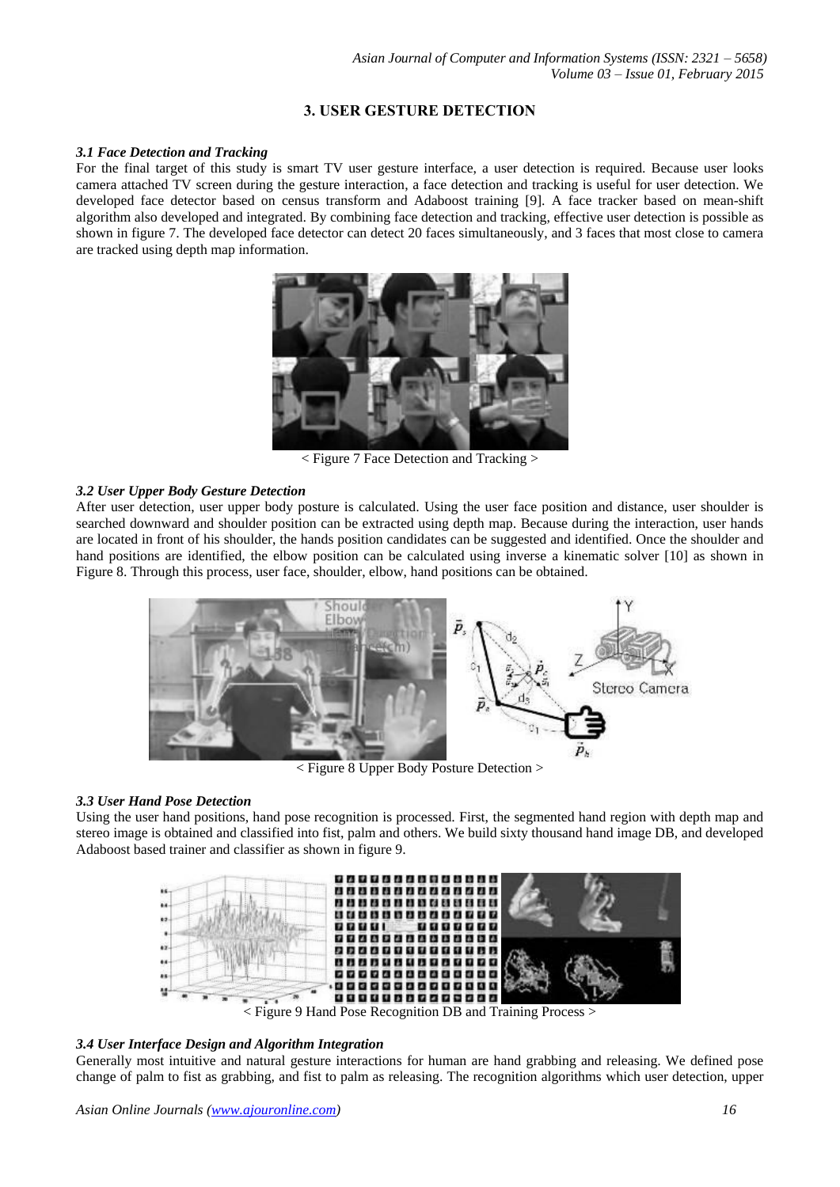## 3. USER GESTURE DETECTION

### *3.1 Face Detection and Tracking*

For the final target of this study is smart TV user gesture interface, a user detection is required. Because user looks camera attached TV screen during the gesture interaction, a face detection and tracking is useful for user detection. We developed face detector based on census transform and Adaboost training [9]. A face tracker based on mean-shift algorithm also developed and integrated. By combining face detection and tracking, effective user detection is possible as shown in figure 7. The developed face detector can detect 20 faces simultaneously, and 3 faces that most close to camera are tracked using depth map information.

< Figure 7 Face Detection and Tracking >

### *3.2 User Upper Body Gesture Detection*

After user detection, user upper body posture is calculated. Using the user face position and distance, user shoulder is searched downward and shoulder position can be extracted using depth map. Because during the interaction, user hands are located in front of his shoulder, the hands position candidates can be suggested and identified. Once the shoulder and hand positions are identified, the elbow position can be calculated using inverse a kinematic solver [10] as shown in Figure 8. Through this process, user face, shoulder, elbow, hand positions can be obtained.

< Figure 8 Upper Body Posture Detection >

### *3.3 User Hand Pose Detection*

Using the user hand positions, hand pose recognition is processed. First, the segmented hand region with depth map and stereo image is obtained and classified into fist, palm and others. We build sixty thousand hand image DB, and developed Adaboost based trainer and classifier as shown in figure 9.

< Figure 9 Hand Pose Recognition DB and Training Process >

### *3.4 User Interface Design and Algorithm Integration*

Generally most intuitive and natural gesture interactions for human are hand grabbing and releasing. We defined pose change of palm to fist as grabbing, and fist to palm as releasing. The recognition algorithms which user detection, upper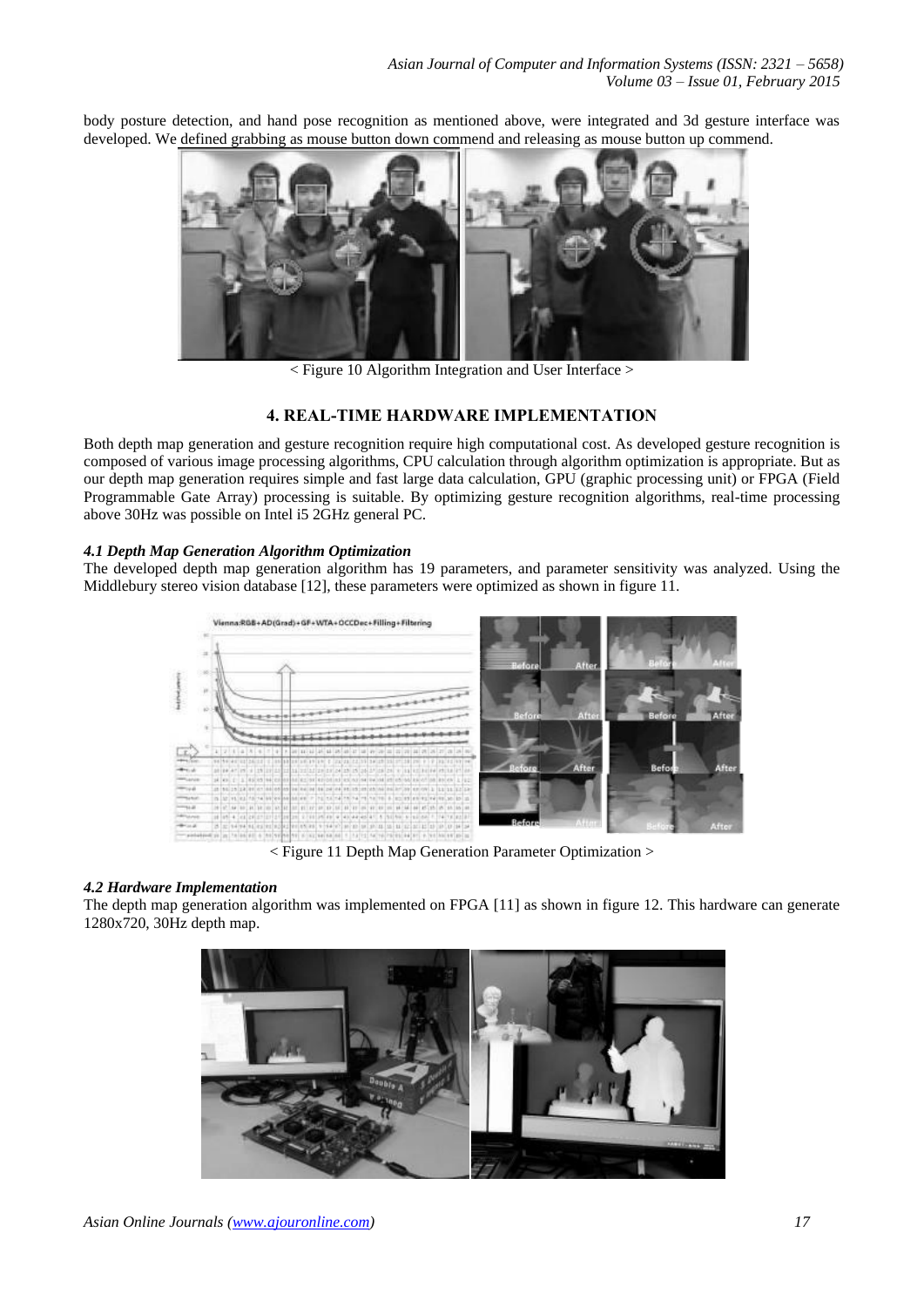body posture detection, and hand pose recognition as mentioned above, were integrated and 3d gesture interface was developed. We defined grabbing as mouse button down commend and releasing as mouse button up commend.

< Figure 10 Algorithm Integration and User Interface >

## 4. REAL-TIME HARDWARE IMPLEMENTATION

Both depth map generation and gesture recognition require high computational cost. As developed gesture recognition is composed of various image processing algorithms, CPU calculation through algorithm optimization is appropriate. But as our depth map generation requires simple and fast large data calculation, GPU (graphic processing unit) or FPGA (Field Programmable Gate Array) processing is suitable. By optimizing gesture recognition algorithms, real-time processing above 30Hz was possible on Intel i5 2GHz general PC.

### *4.1 Depth Map Generation Algorithm Optimization*

The developed depth map generation algorithm has 19 parameters, and parameter sensitivity was analyzed. Using the Middlebury stereo vision database [12], these parameters were optimized as shown in figure 11.

< Figure 11 Depth Map Generation Parameter Optimization >

### *4.2 Hardware Implementation*

The depth map generation algorithm was implemented on FPGA [11] as shown in figure 12. This hardware can generate 1280x720, 30Hz depth map.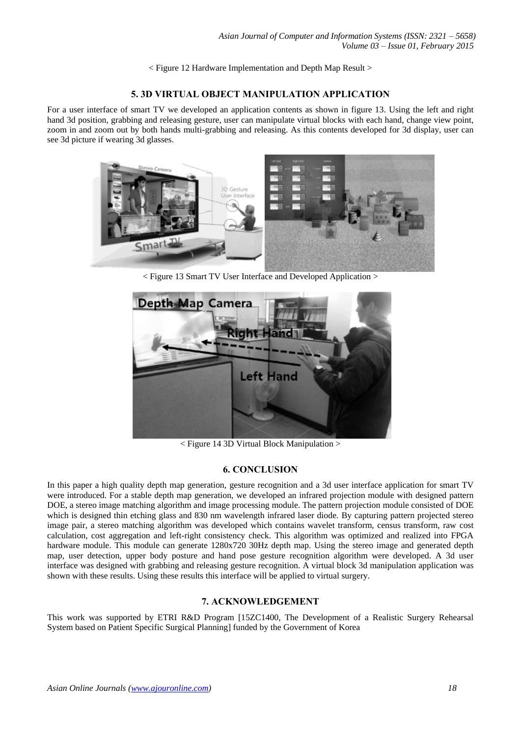< Figure 12 Hardware Implementation and Depth Map Result >

## 5. 3D VIRTUAL OBJECT MANIPULATION APPLICATION

For a user interface of smart TV we developed an application contents as shown in figure 13. Using the left and right hand 3d position, grabbing and releasing gesture, user can manipulate virtual blocks with each hand, change view point, zoom in and zoom out by both hands multi-grabbing and releasing. As this contents developed for 3d display, user can see 3d picture if wearing 3d glasses.

< Figure 13 Smart TV User Interface and Developed Application >

< Figure 14 3D Virtual Block Manipulation >

## 6. CONCLUSION

In this paper a high quality depth map generation, gesture recognition and a 3d user interface application for smart TV were introduced. For a stable depth map generation, we developed an infrared projection module with designed pattern DOE, a stereo image matching algorithm and image processing module. The pattern projection module consisted of DOE which is designed thin etching glass and 830 nm wavelength infrared laser diode. By capturing pattern projected stereo image pair, a stereo matching algorithm was developed which contains wavelet transform, census transform, raw cost calculation, cost aggregation and left-right consistency check. This algorithm was optimized and realized into FPGA hardware module. This module can generate 1280x720 30Hz depth map. Using the stereo image and generated depth map, user detection, upper body posture and hand pose gesture recognition algorithm were developed. A 3d user interface was designed with grabbing and releasing gesture recognition. A virtual block 3d manipulation application was shown with these results. Using these results this interface will be applied to virtual surgery.

## 7. ACKNOWLEDGEMENT

This work was supported by ETRI R&D Program [15ZC1400, The Development of a Realistic Surgery Rehearsal System based on Patient Specific Surgical Planning] funded by the Government of Korea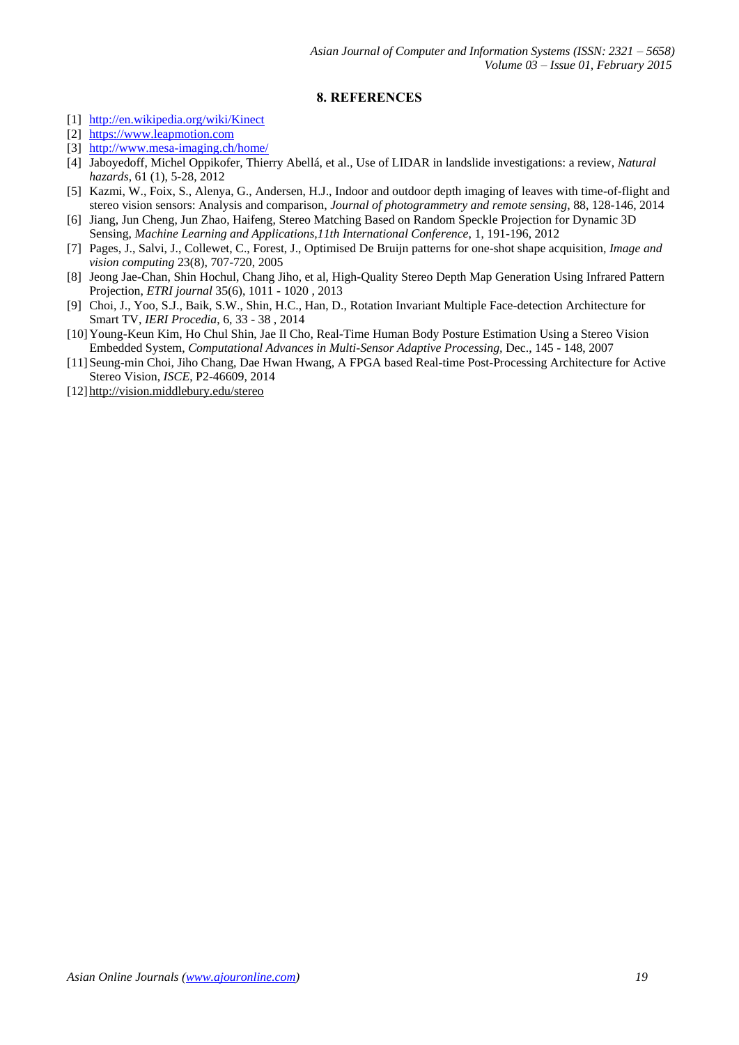## 8. REFERENCES

[1] http://en.wikipedia.org/wiki/Kinect

[2] https://www.leapmotion.com

[3] http://www.mesa-imaging.ch/home/

[4] Jaboyedoff, Michel Oppikofer, Thierry Abellá, et al., Use of LIDAR in landslide investigations: a review, *Natural hazards*, 61 (1), 5-28, 2012

[5] Kazmi, W., Foix, S., Alenya, G., Andersen, H.J., Indoor and outdoor depth imaging of leaves with time-of-flight and stereo vision sensors: Analysis and comparison, *Journal of photogrammetry and remote sensing*, 88, 128-146, 2014

[6] Jiang, Jun Cheng, Jun Zhao, Haifeng, Stereo Matching Based on Random Speckle Projection for Dynamic 3D Sensing, *Machine Learning and Applications,11th International Conference*, 1, 191-196, 2012

[7] Pages, J., Salvi, J., Collewet, C., Forest, J., Optimised De Bruijn patterns for one-shot shape acquisition, *Image and vision computing* 23(8), 707-720, 2005

[8] Jeong Jae-Chan, Shin Hochul, Chang Jiho, et al, High-Quality Stereo Depth Map Generation Using Infrared Pattern Projection, *ETRI journal* 35(6), 1011 - 1020 , 2013

[9] Choi, J., Yoo, S.J., Baik, S.W., Shin, H.C., Han, D., Rotation Invariant Multiple Face-detection Architecture for Smart TV, *IERI Procedia*, 6, 33 - 38 , 2014

[10] Young-Keun Kim, Ho Chul Shin, Jae Il Cho, Real-Time Human Body Posture Estimation Using a Stereo Vision Embedded System, *Computational Advances in Multi-Sensor Adaptive Processing*, Dec., 145 - 148, 2007

[11] Seung-min Choi, Jiho Chang, Dae Hwan Hwang, A FPGA based Real-time Post-Processing Architecture for Active Stereo Vision, *ISCE*, P2-46609, 2014

[12] http://vision.middlebury.edu/stereo